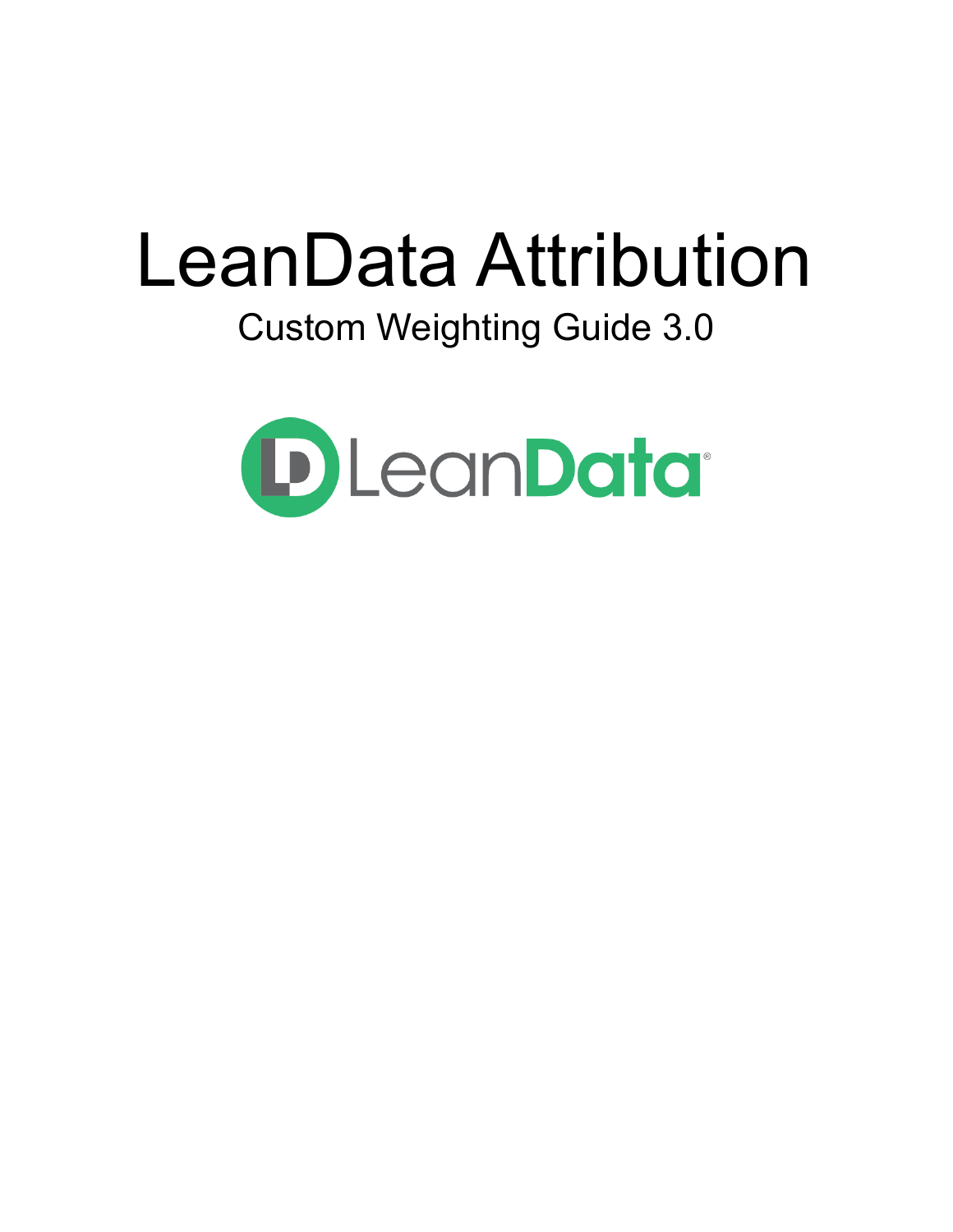# LeanData Attribution

Custom Weighting Guide 3.0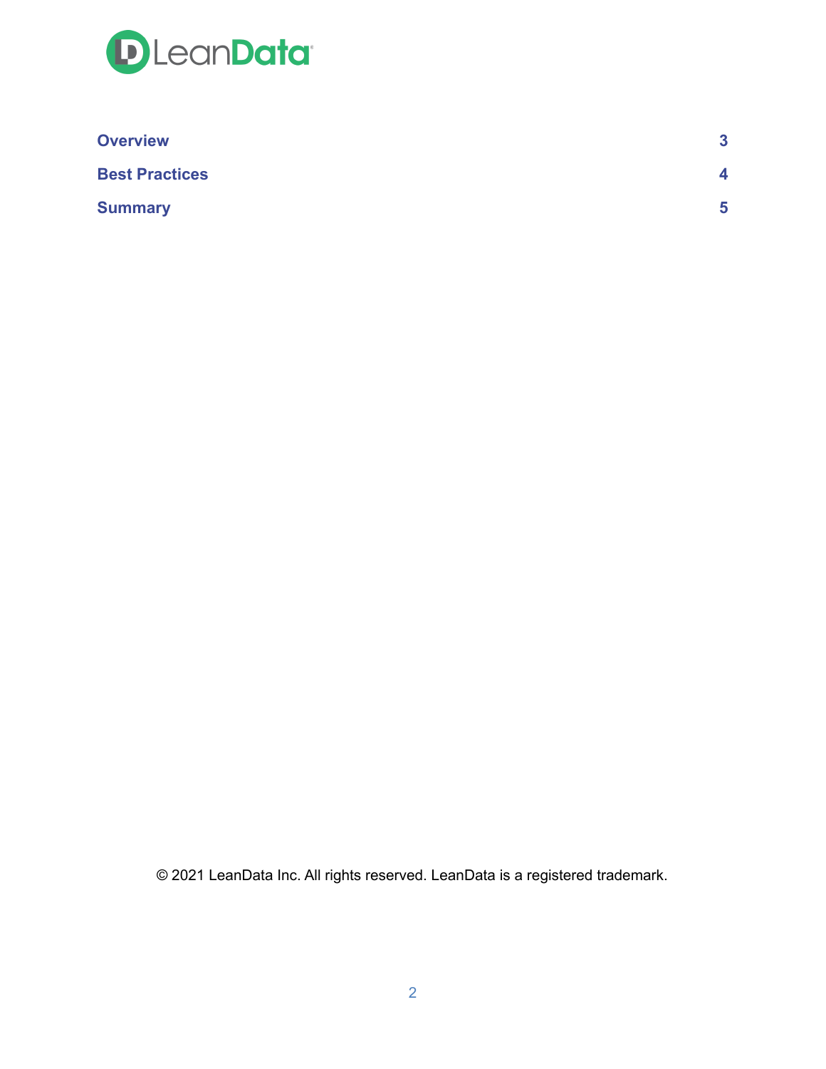| | |
|---|---|
| **Overview** | **3** |
| **Best Practices** | **4** |
| **Summary** | **5** |

© 2021 LeanData Inc. All rights reserved. LeanData is a registered trademark.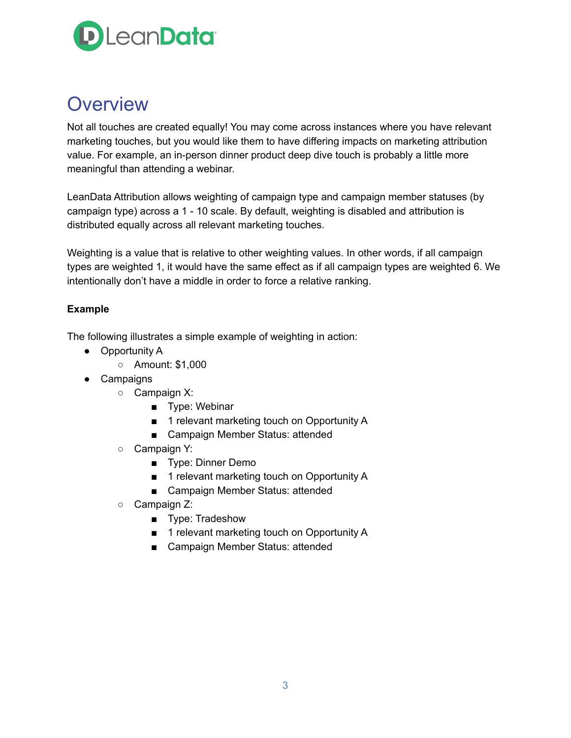# Overview

Not all touches are created equally! You may come across instances where you have relevant marketing touches, but you would like them to have differing impacts on marketing attribution value. For example, an in-person dinner product deep dive touch is probably a little more meaningful than attending a webinar.

LeanData Attribution allows weighting of campaign type and campaign member statuses (by campaign type) across a 1 - 10 scale. By default, weighting is disabled and attribution is distributed equally across all relevant marketing touches.

Weighting is a value that is relative to other weighting values. In other words, if all campaign types are weighted 1, it would have the same effect as if all campaign types are weighted 6. We intentionally don't have a middle in order to force a relative ranking.

**Example**

The following illustrates a simple example of weighting in action:

- Opportunity A
    - Amount: $1,000
- Campaigns
    - Campaign X:
        - Type: Webinar
        - 1 relevant marketing touch on Opportunity A
        - Campaign Member Status: attended
    - Campaign Y:
        - Type: Dinner Demo
        - 1 relevant marketing touch on Opportunity A
        - Campaign Member Status: attended
    - Campaign Z:
        - Type: Tradeshow
        - 1 relevant marketing touch on Opportunity A
        - Campaign Member Status: attended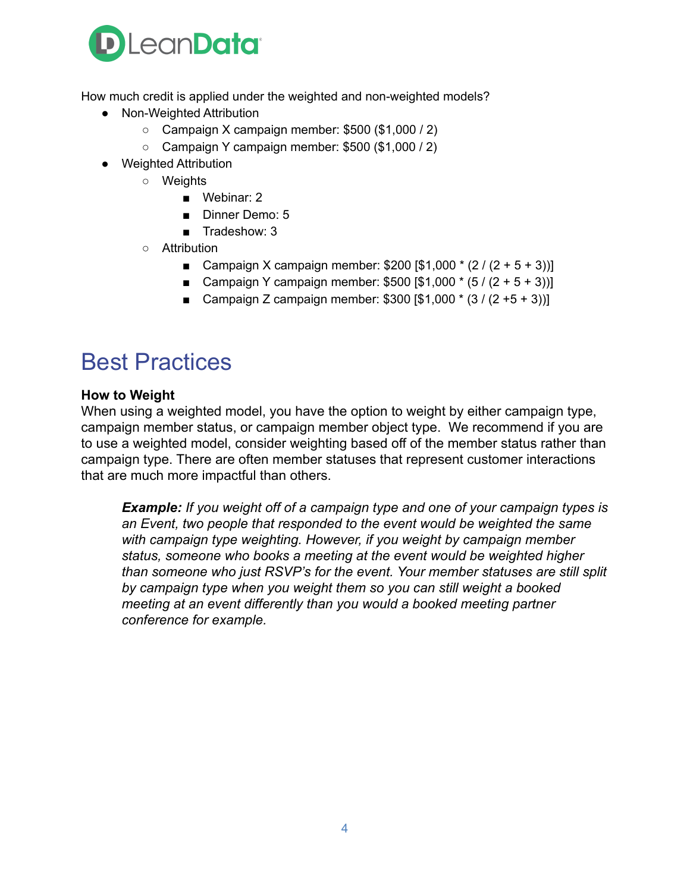How much credit is applied under the weighted and non-weighted models?

- Non-Weighted Attribution
  - Campaign X campaign member: $500 ($1,000 / 2)
  - Campaign Y campaign member: $500 ($1,000 / 2)
- Weighted Attribution
  - Weights
    - Webinar: 2
    - Dinner Demo: 5
    - Tradeshow: 3
  - Attribution
    - Campaign X campaign member: $200 [$1,000 * (2 / (2 + 5 + 3))]
    - Campaign Y campaign member: $500 [$1,000 * (5 / (2 + 5 + 3))]
    - Campaign Z campaign member: $300 [$1,000 * (3 / (2 +5 + 3))]

# Best Practices

**How to Weight**

When using a weighted model, you have the option to weight by either campaign type, campaign member status, or campaign member object type. We recommend if you are to use a weighted model, consider weighting based off of the member status rather than campaign type. There are often member statuses that represent customer interactions that are much more impactful than others.

> ***Example:*** *If you weight off of a campaign type and one of your campaign types is an Event, two people that responded to the event would be weighted the same with campaign type weighting. However, if you weight by campaign member status, someone who books a meeting at the event would be weighted higher than someone who just RSVP's for the event. Your member statuses are still split by campaign type when you weight them so you can still weight a booked meeting at an event differently than you would a booked meeting partner conference for example.*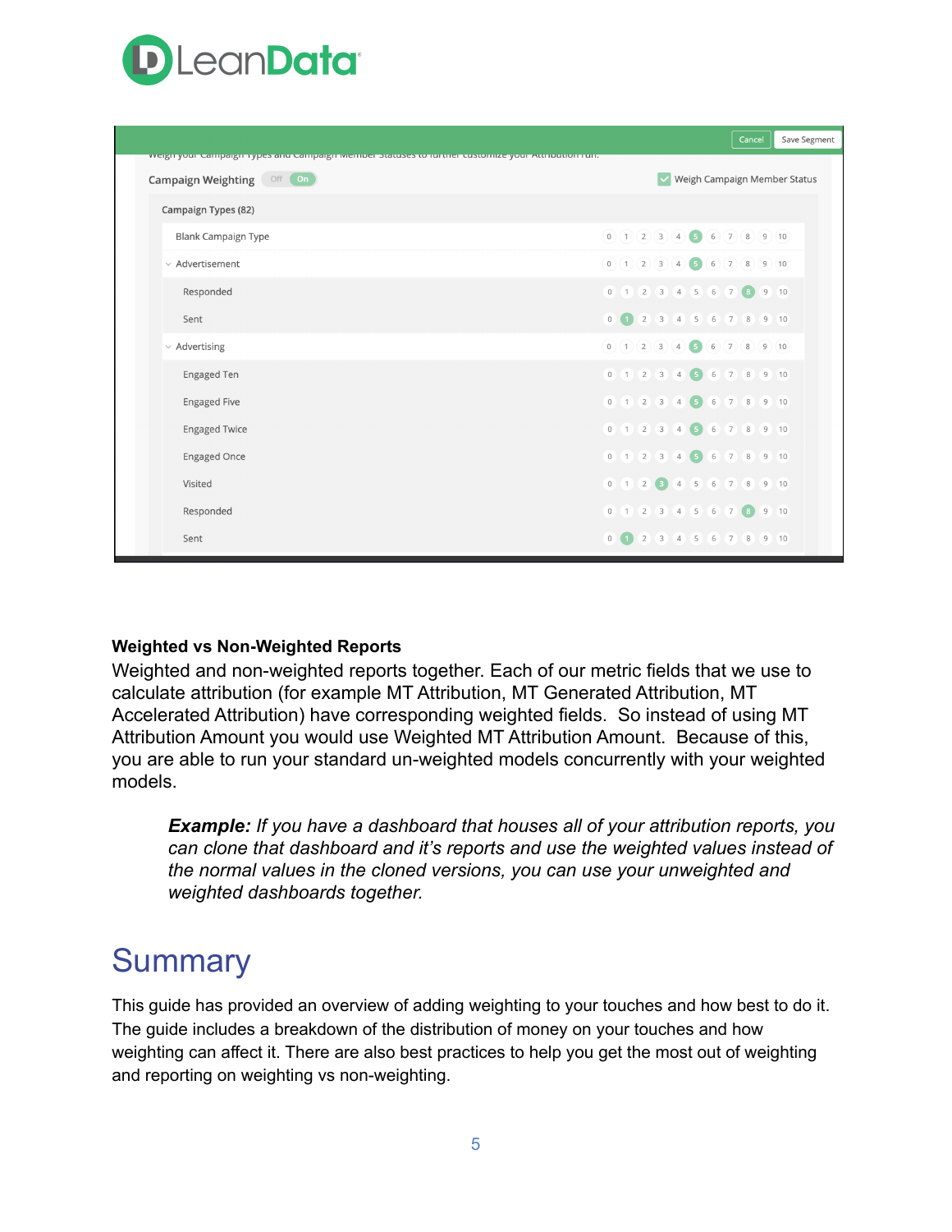**Weighted vs Non-Weighted Reports**

Weighted and non-weighted reports together. Each of our metric fields that we use to calculate attribution (for example MT Attribution, MT Generated Attribution, MT Accelerated Attribution) have corresponding weighted fields. So instead of using MT Attribution Amount you would use Weighted MT Attribution Amount. Because of this, you are able to run your standard un-weighted models concurrently with your weighted models.

> ***Example:*** *If you have a dashboard that houses all of your attribution reports, you can clone that dashboard and it's reports and use the weighted values instead of the normal values in the cloned versions, you can use your unweighted and weighted dashboards together.*

# Summary

This guide has provided an overview of adding weighting to your touches and how best to do it. The guide includes a breakdown of the distribution of money on your touches and how weighting can affect it. There are also best practices to help you get the most out of weighting and reporting on weighting vs non-weighting.